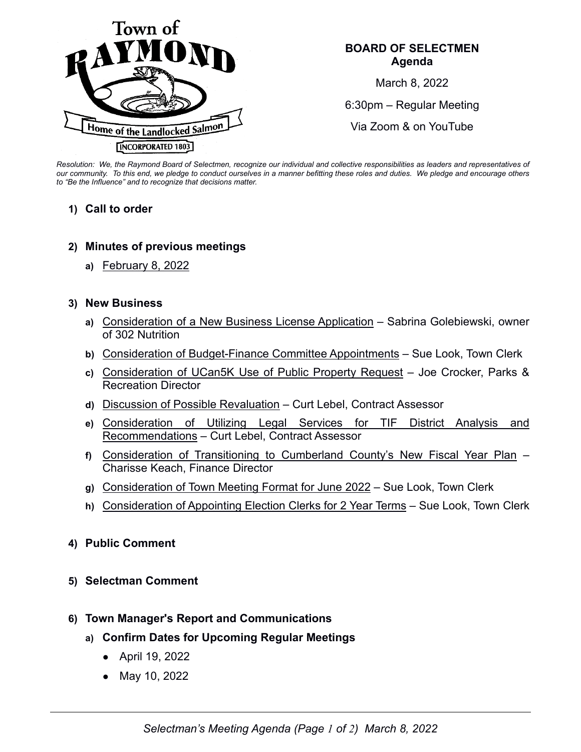Town of RAYMOND

Home of the Landlocked Salmon

INCORPORATED 1803

**BOARD OF SELECTMEN**
**Agenda**

March 8, 2022

6:30pm – Regular Meeting

Via Zoom & on YouTube

*Resolution: We, the Raymond Board of Selectmen, recognize our individual and collective responsibilities as leaders and representatives of our community. To this end, we pledge to conduct ourselves in a manner befitting these roles and duties. We pledge and encourage others to "Be the Influence" and to recognize that decisions matter.*

1) **Call to order**

2) **Minutes of previous meetings**
   a) February 8, 2022

3) **New Business**
   a) Consideration of a New Business License Application – Sabrina Golebiewski, owner of 302 Nutrition
   b) Consideration of Budget-Finance Committee Appointments – Sue Look, Town Clerk
   c) Consideration of UCan5K Use of Public Property Request – Joe Crocker, Parks & Recreation Director
   d) Discussion of Possible Revaluation – Curt Lebel, Contract Assessor
   e) Consideration of Utilizing Legal Services for TIF District Analysis and Recommendations – Curt Lebel, Contract Assessor
   f) Consideration of Transitioning to Cumberland County's New Fiscal Year Plan – Charisse Keach, Finance Director
   g) Consideration of Town Meeting Format for June 2022 – Sue Look, Town Clerk
   h) Consideration of Appointing Election Clerks for 2 Year Terms – Sue Look, Town Clerk

4) **Public Comment**

5) **Selectman Comment**

6) **Town Manager's Report and Communications**
   a) **Confirm Dates for Upcoming Regular Meetings**
      - April 19, 2022
      - May 10, 2022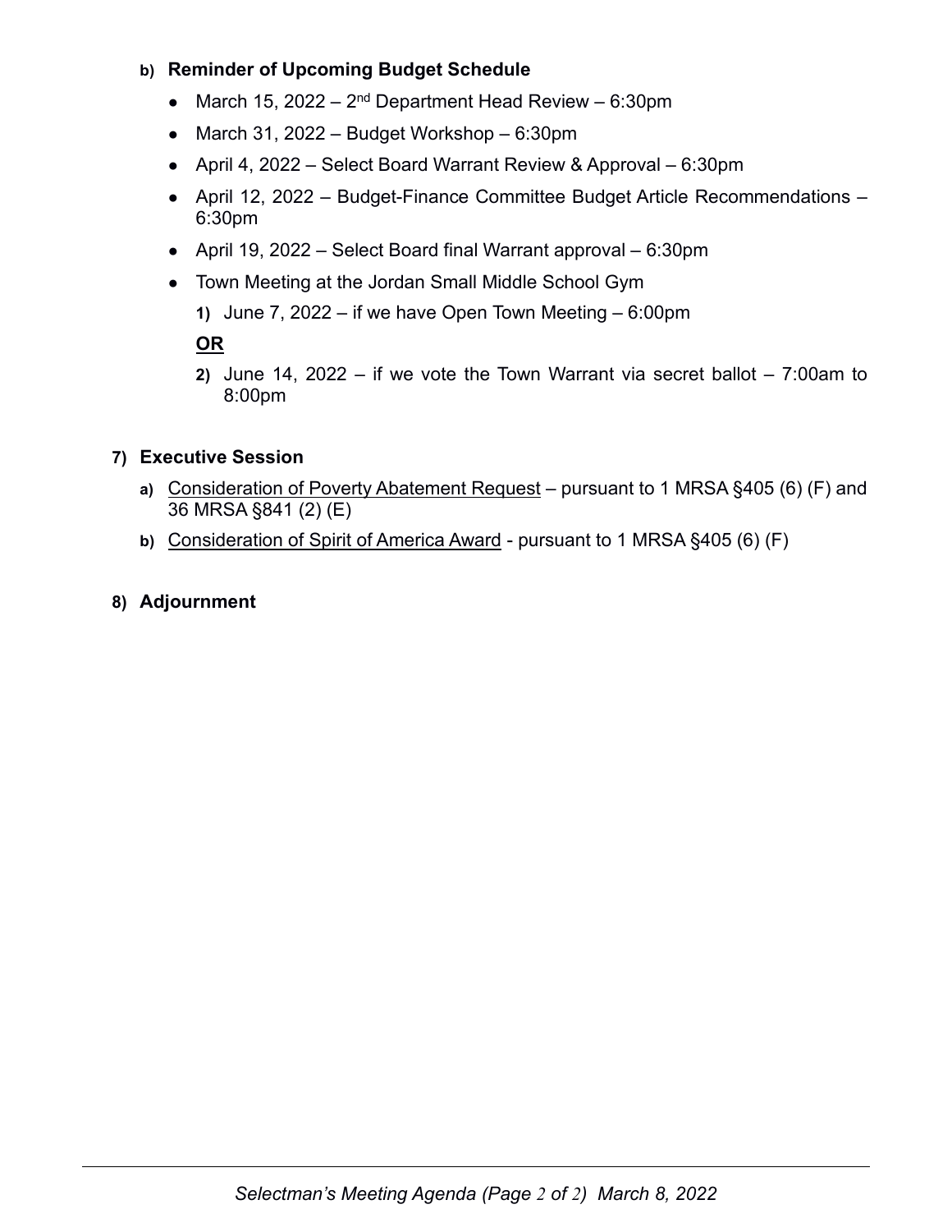**b) Reminder of Upcoming Budget Schedule**

- March 15, 2022 – 2nd Department Head Review – 6:30pm
- March 31, 2022 – Budget Workshop – 6:30pm
- April 4, 2022 – Select Board Warrant Review & Approval – 6:30pm
- April 12, 2022 – Budget-Finance Committee Budget Article Recommendations – 6:30pm
- April 19, 2022 – Select Board final Warrant approval – 6:30pm
- Town Meeting at the Jordan Small Middle School Gym
  1) June 7, 2022 – if we have Open Town Meeting – 6:00pm

  **OR**

  2) June 14, 2022 – if we vote the Town Warrant via secret ballot – 7:00am to 8:00pm

**7) Executive Session**

a) Consideration of Poverty Abatement Request – pursuant to 1 MRSA §405 (6) (F) and 36 MRSA §841 (2) (E)

b) Consideration of Spirit of America Award - pursuant to 1 MRSA §405 (6) (F)

**8) Adjournment**